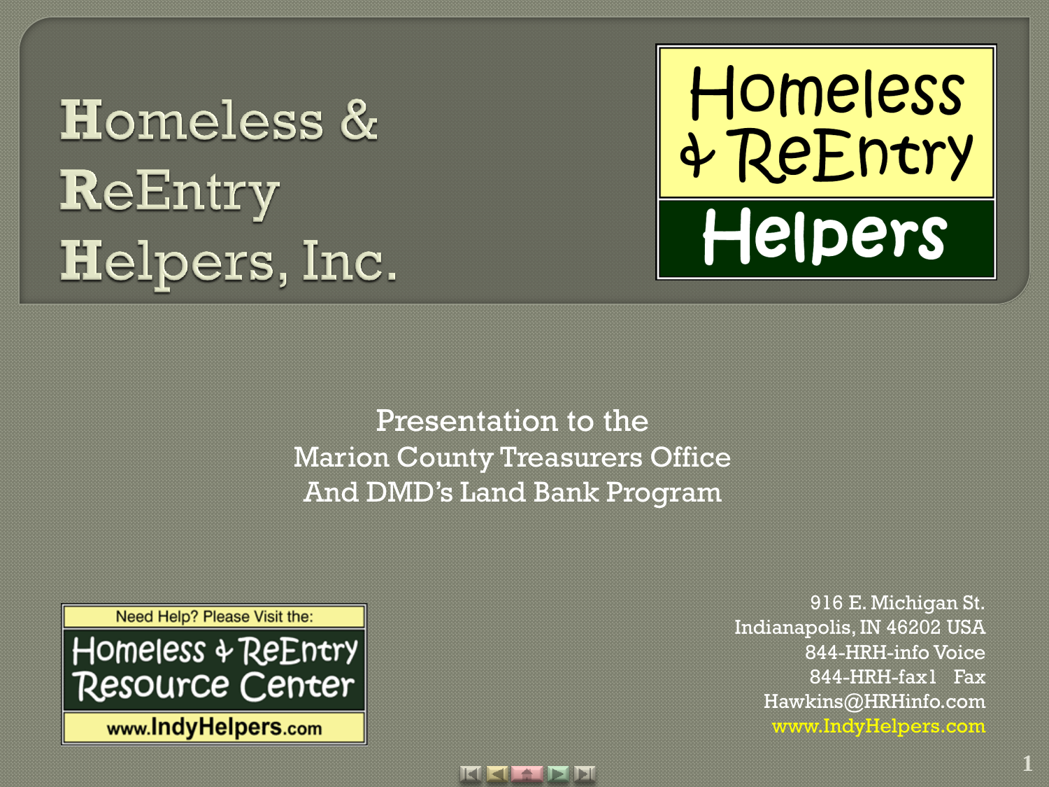# Homeless & ReEntry Helpers, Inc.

Homeless & ReEntry Helpers

Presentation to the
Marion County Treasurers Office
And DMD's Land Bank Program

Need Help? Please Visit the:
Homeless & ReEntry Resource Center
www.IndyHelpers.com

916 E. Michigan St.
Indianapolis, IN 46202 USA
844-HRH-info Voice
844-HRH-fax1 Fax
Hawkins@HRHinfo.com
www.IndyHelpers.com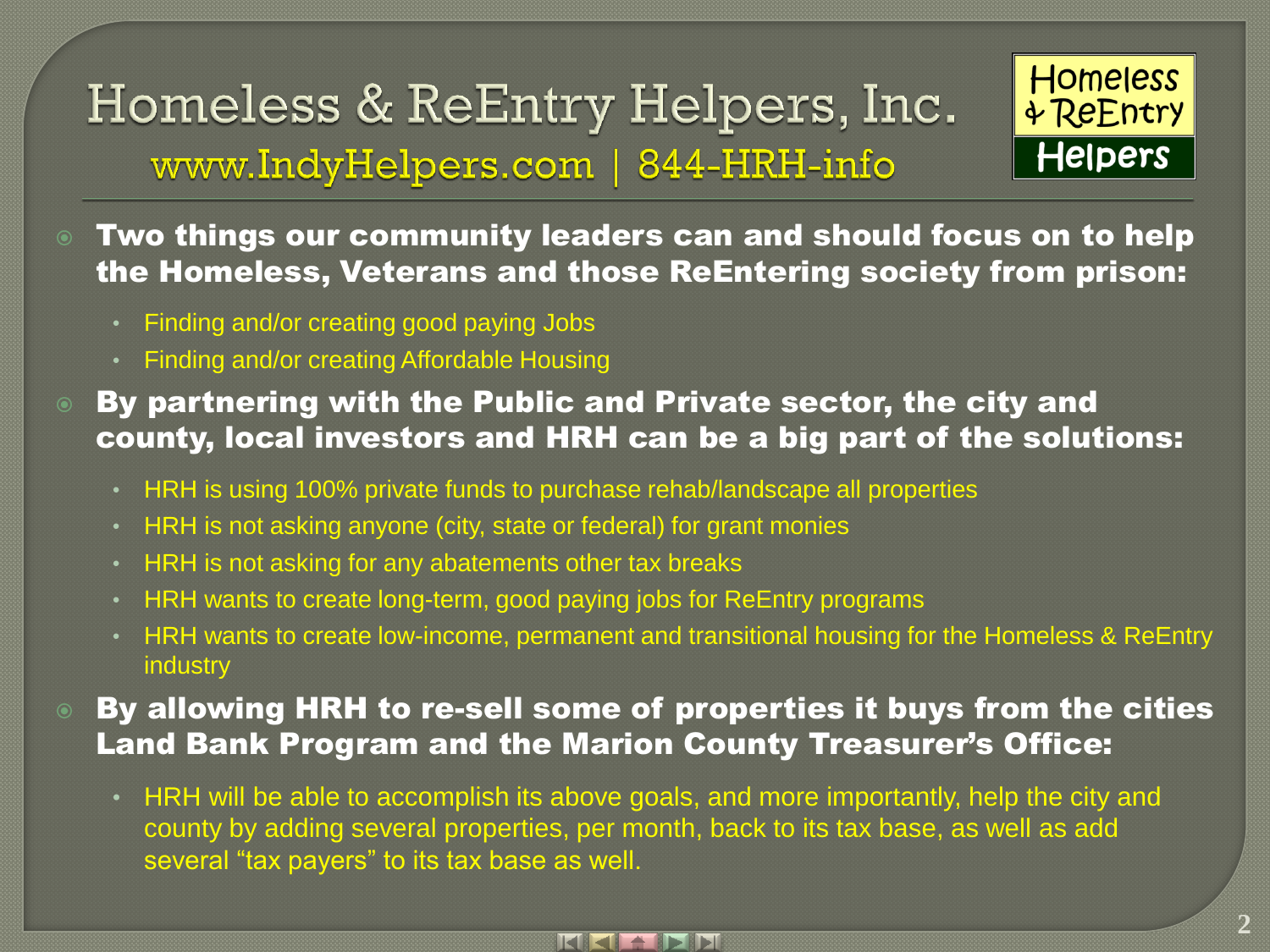# Homeless & ReEntry Helpers, Inc.

www.IndyHelpers.com | 844-HRH-info

Homeless & ReEntry Helpers

- **Two things our community leaders can and should focus on to help the Homeless, Veterans and those ReEntering society from prison:**
  - Finding and/or creating good paying Jobs
  - Finding and/or creating Affordable Housing
- **By partnering with the Public and Private sector, the city and county, local investors and HRH can be a big part of the solutions:**
  - HRH is using 100% private funds to purchase rehab/landscape all properties
  - HRH is not asking anyone (city, state or federal) for grant monies
  - HRH is not asking for any abatements other tax breaks
  - HRH wants to create long-term, good paying jobs for ReEntry programs
  - HRH wants to create low-income, permanent and transitional housing for the Homeless & ReEntry industry
- **By allowing HRH to re-sell some of properties it buys from the cities Land Bank Program and the Marion County Treasurer's Office:**
  - HRH will be able to accomplish its above goals, and more importantly, help the city and county by adding several properties, per month, back to its tax base, as well as add several "tax payers" to its tax base as well.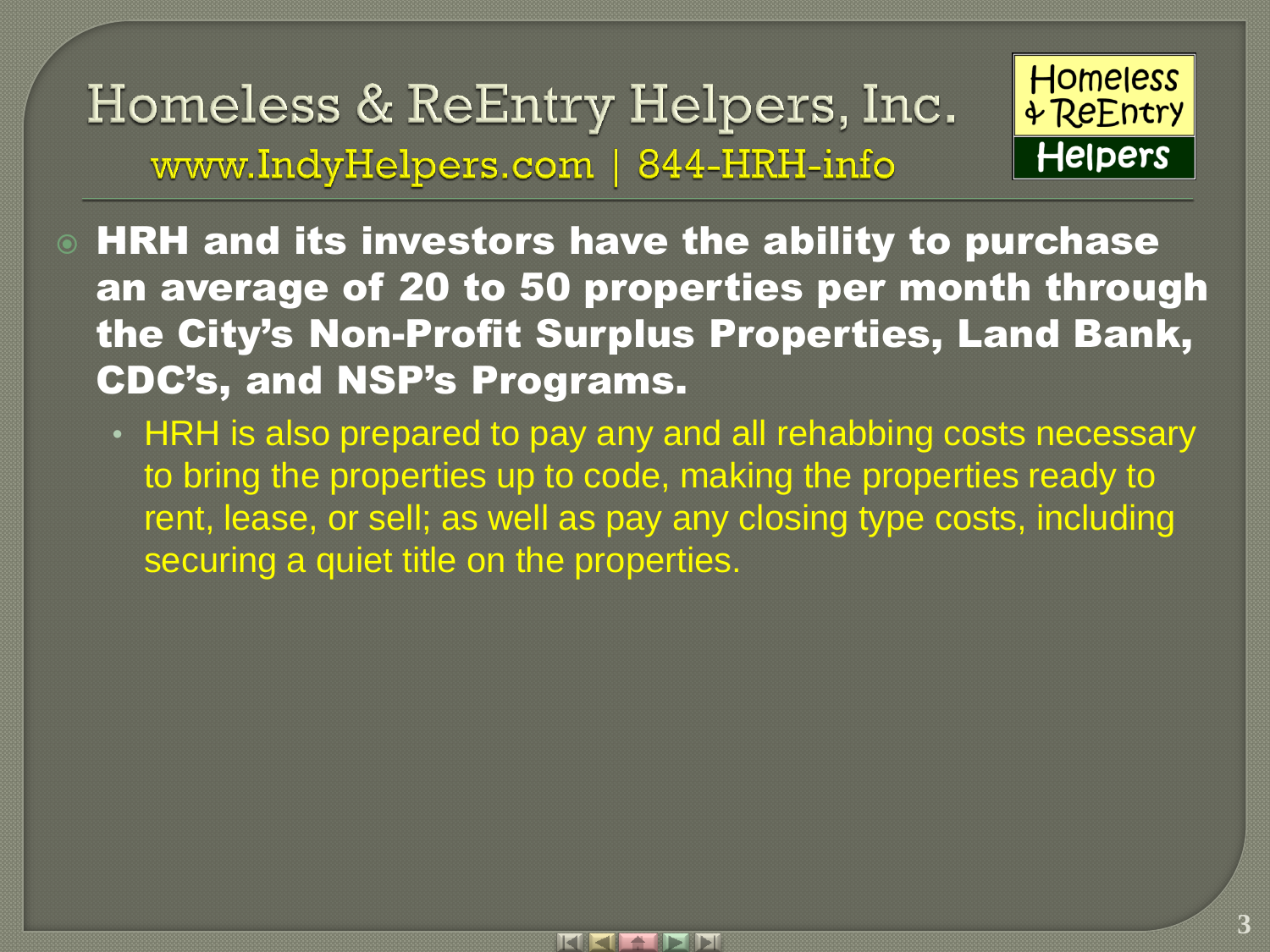# Homeless & ReEntry Helpers, Inc.

www.IndyHelpers.com | 844-HRH-info

Homeless & ReEntry Helpers

- **HRH and its investors have the ability to purchase an average of 20 to 50 properties per month through the City's Non-Profit Surplus Properties, Land Bank, CDC's, and NSP's Programs.**
  - HRH is also prepared to pay any and all rehabbing costs necessary to bring the properties up to code, making the properties ready to rent, lease, or sell; as well as pay any closing type costs, including securing a quiet title on the properties.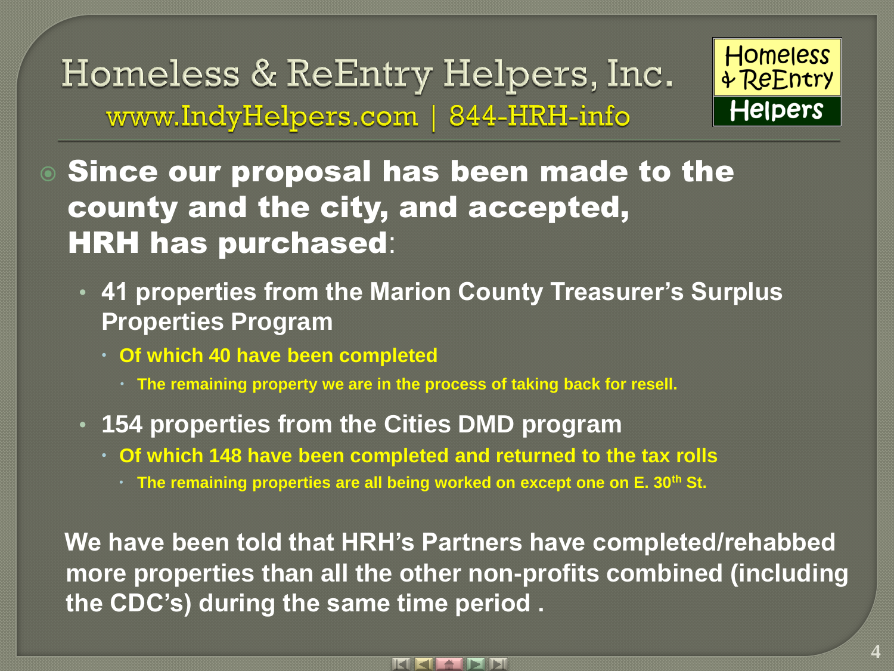# Homeless & ReEntry Helpers, Inc.

www.IndyHelpers.com | 844-HRH-info

- **Since our proposal has been made to the county and the city, and accepted, HRH has purchased**:
  - **41 properties from the Marion County Treasurer's Surplus Properties Program**
    - **Of which 40 have been completed**
      - **The remaining property we are in the process of taking back for resell.**
  - **154 properties from the Cities DMD program**
    - **Of which 148 have been completed and returned to the tax rolls**
      - **The remaining properties are all being worked on except one on E. 30th St.**

**We have been told that HRH's Partners have completed/rehabbed more properties than all the other non-profits combined (including the CDC's) during the same time period .**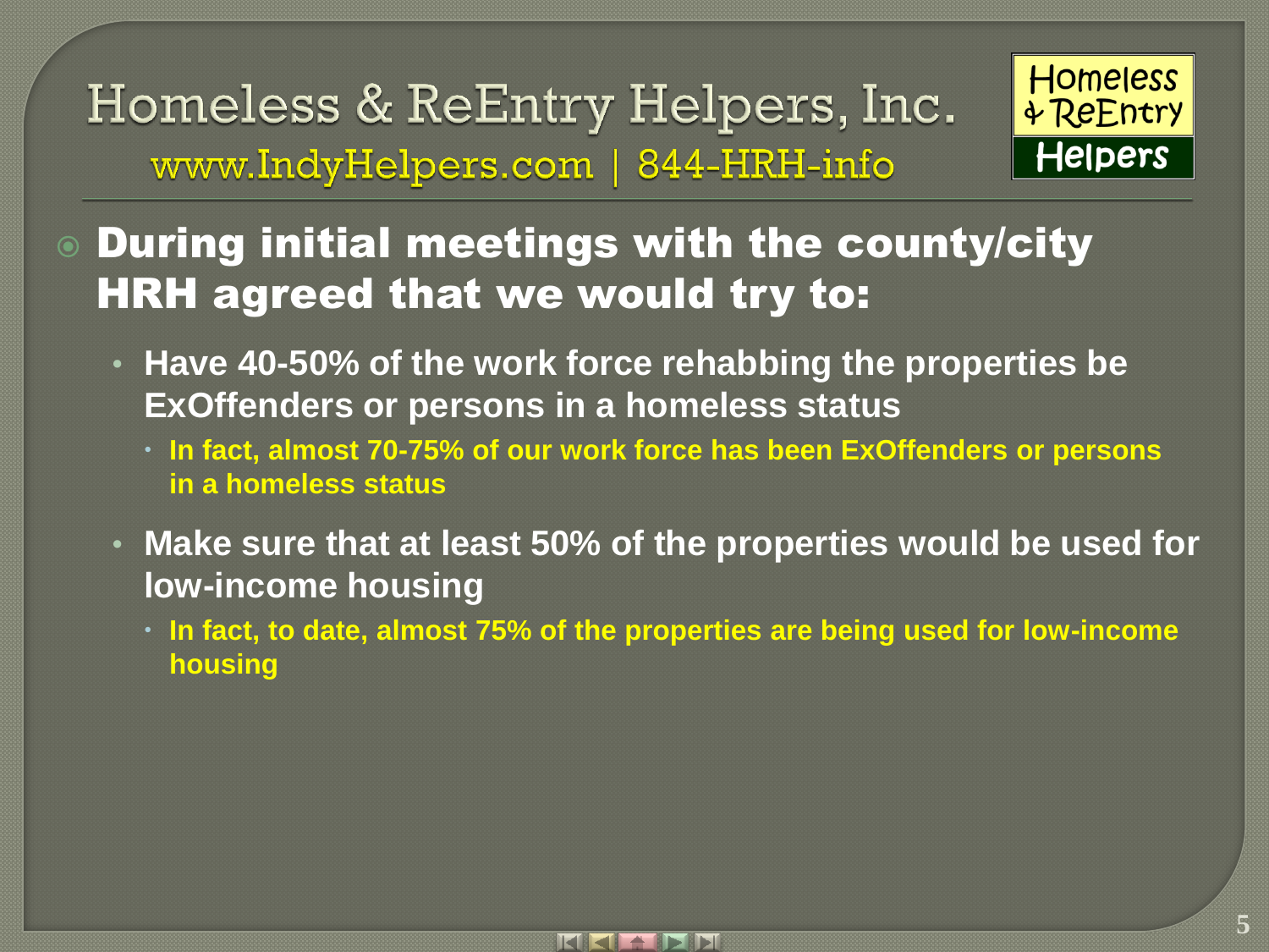# Homeless & ReEntry Helpers, Inc.

www.IndyHelpers.com | 844-HRH-info

- **During initial meetings with the county/city HRH agreed that we would try to:**
  - **Have 40-50% of the work force rehabbing the properties be ExOffenders or persons in a homeless status**
    - **In fact, almost 70-75% of our work force has been ExOffenders or persons in a homeless status**
  - **Make sure that at least 50% of the properties would be used for low-income housing**
    - **In fact, to date, almost 75% of the properties are being used for low-income housing**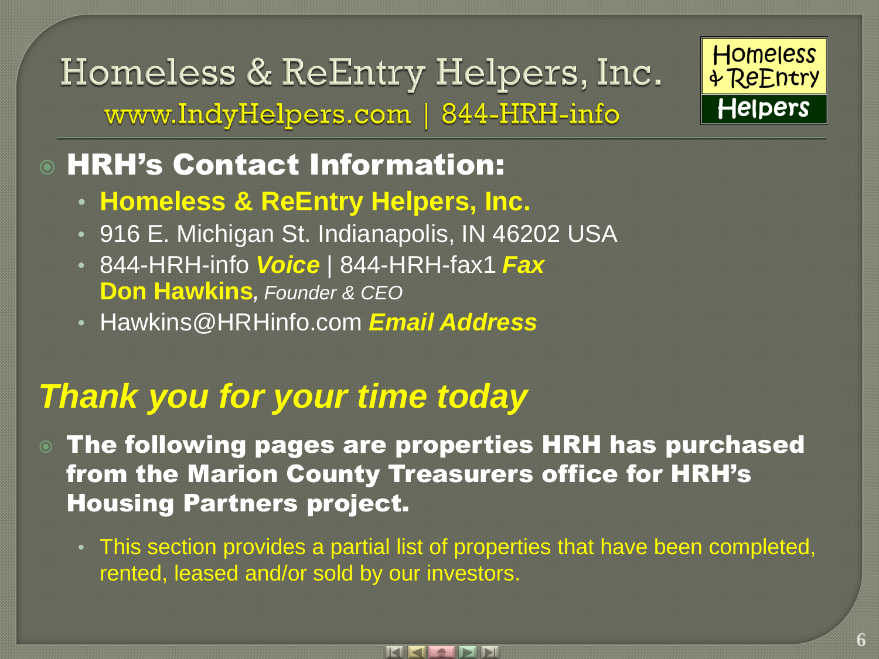# Homeless & ReEntry Helpers, Inc.

www.IndyHelpers.com | 844-HRH-info

Homeless & ReEntry Helpers

## HRH's Contact Information:

- **Homeless & ReEntry Helpers, Inc.**
- 916 E. Michigan St. Indianapolis, IN 46202 USA
- 844-HRH-info ***Voice*** | 844-HRH-fax1 ***Fax***
  **Don Hawkins**, *Founder & CEO*
- Hawkins@HRHinfo.com ***Email Address***

## *Thank you for your time today*

- **The following pages are properties HRH has purchased from the Marion County Treasurers office for HRH's Housing Partners project.**
  - This section provides a partial list of properties that have been completed, rented, leased and/or sold by our investors.